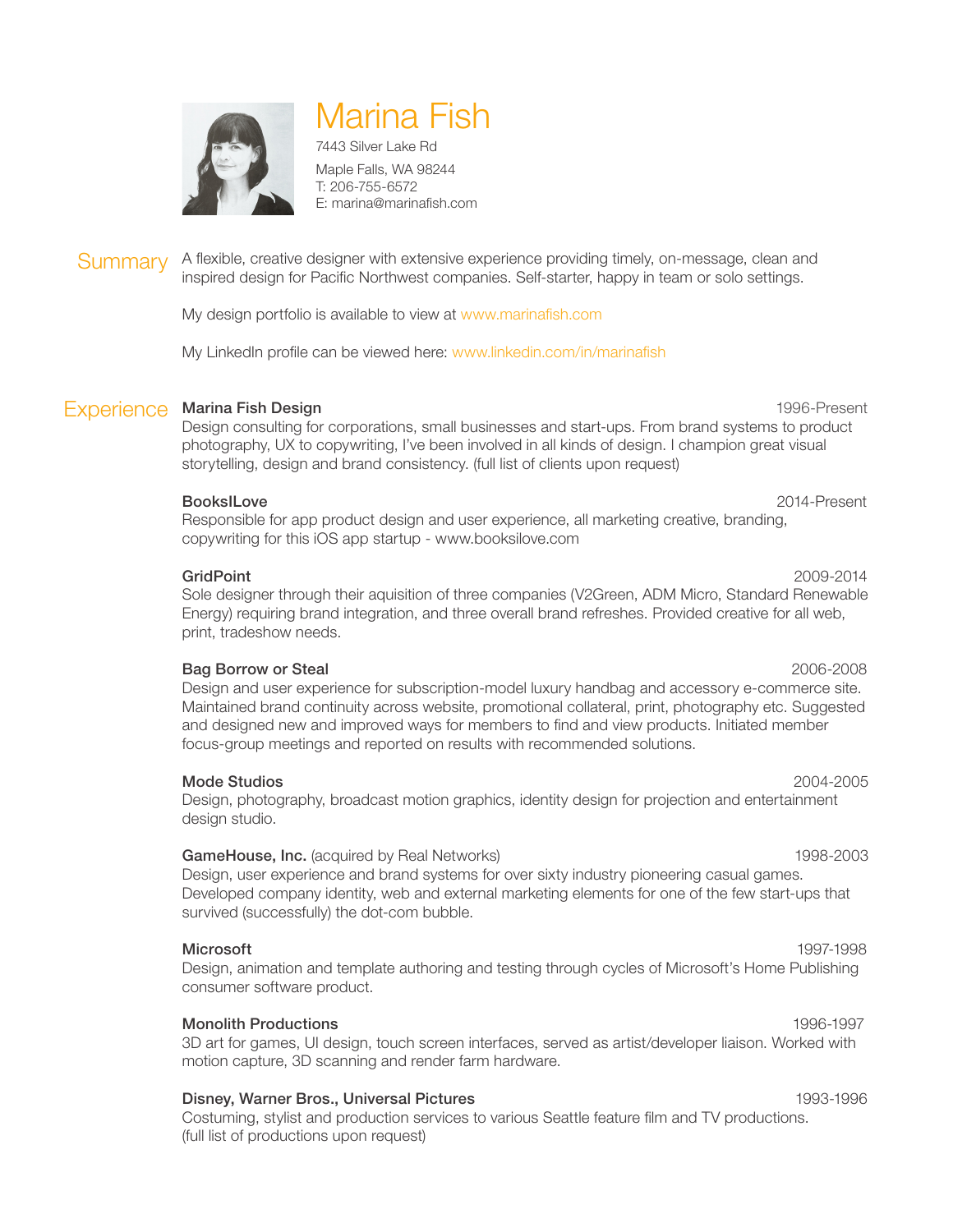# Marina Fish

7443 Silver Lake Rd
Maple Falls, WA 98244
T: 206-755-6572
E: marina@marinafish.com

## Summary

A flexible, creative designer with extensive experience providing timely, on-message, clean and inspired design for Pacific Northwest companies. Self-starter, happy in team or solo settings.

My design portfolio is available to view at www.marinafish.com

My LinkedIn profile can be viewed here: www.linkedin.com/in/marinafish

## Experience

**Marina Fish Design** — 1996-Present
Design consulting for corporations, small businesses and start-ups. From brand systems to product photography, UX to copywriting, I've been involved in all kinds of design. I champion great visual storytelling, design and brand consistency. (full list of clients upon request)

**BooksILove** — 2014-Present
Responsible for app product design and user experience, all marketing creative, branding, copywriting for this iOS app startup - www.booksilove.com

**GridPoint** — 2009-2014
Sole designer through their aquisition of three companies (V2Green, ADM Micro, Standard Renewable Energy) requiring brand integration, and three overall brand refreshes. Provided creative for all web, print, tradeshow needs.

**Bag Borrow or Steal** — 2006-2008
Design and user experience for subscription-model luxury handbag and accessory e-commerce site. Maintained brand continuity across website, promotional collateral, print, photography etc. Suggested and designed new and improved ways for members to find and view products. Initiated member focus-group meetings and reported on results with recommended solutions.

**Mode Studios** — 2004-2005
Design, photography, broadcast motion graphics, identity design for projection and entertainment design studio.

**GameHouse, Inc.** (acquired by Real Networks) — 1998-2003
Design, user experience and brand systems for over sixty industry pioneering casual games. Developed company identity, web and external marketing elements for one of the few start-ups that survived (successfully) the dot-com bubble.

**Microsoft** — 1997-1998
Design, animation and template authoring and testing through cycles of Microsoft's Home Publishing consumer software product.

**Monolith Productions** — 1996-1997
3D art for games, UI design, touch screen interfaces, served as artist/developer liaison. Worked with motion capture, 3D scanning and render farm hardware.

**Disney, Warner Bros., Universal Pictures** — 1993-1996
Costuming, stylist and production services to various Seattle feature film and TV productions. (full list of productions upon request)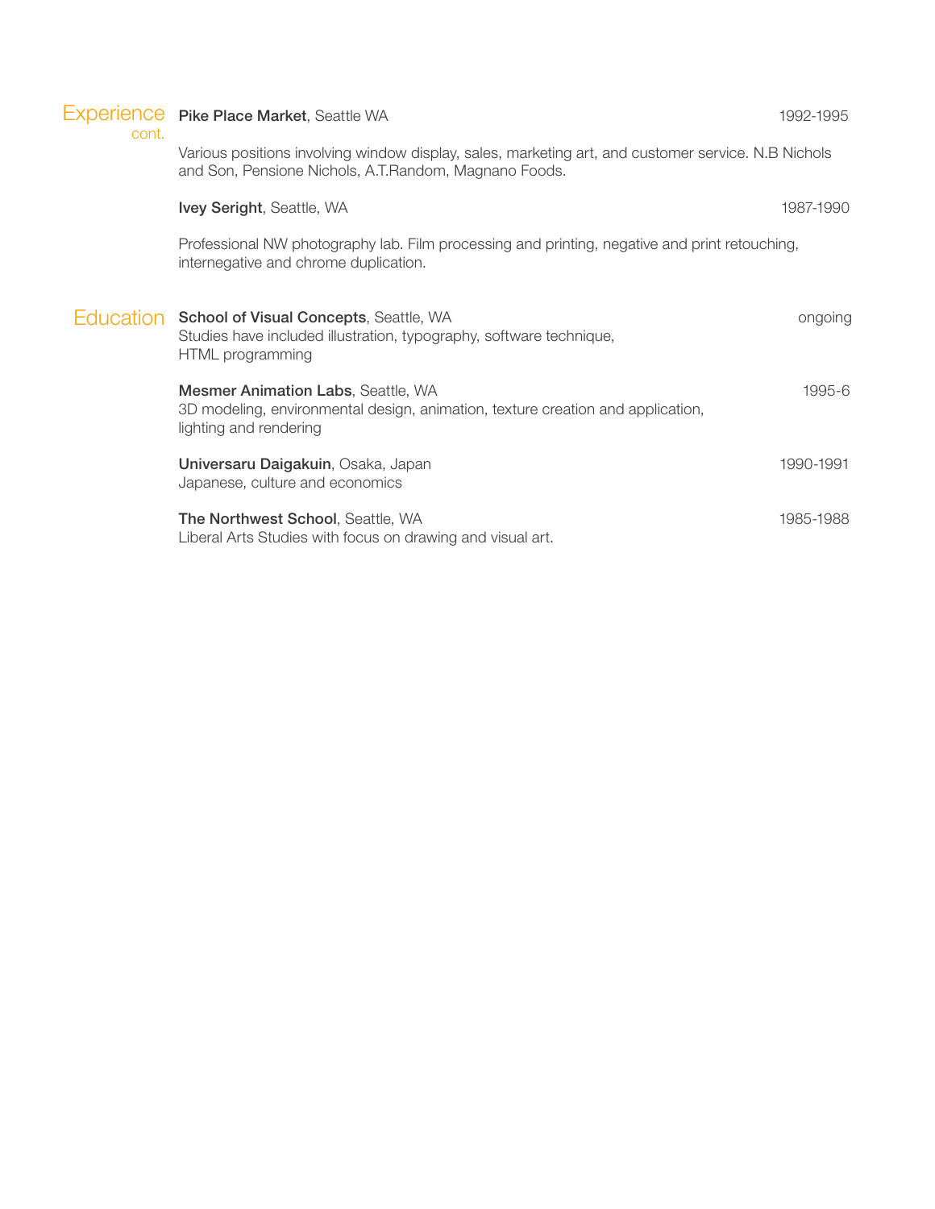## Experience cont.

**Pike Place Market**, Seattle WA 1992-1995

Various positions involving window display, sales, marketing art, and customer service. N.B Nichols and Son, Pensione Nichols, A.T.Random, Magnano Foods.

**Ivey Seright**, Seattle, WA 1987-1990

Professional NW photography lab. Film processing and printing, negative and print retouching, internegative and chrome duplication.

## Education

**School of Visual Concepts**, Seattle, WA ongoing
Studies have included illustration, typography, software technique, HTML programming

**Mesmer Animation Labs**, Seattle, WA 1995-6
3D modeling, environmental design, animation, texture creation and application, lighting and rendering

**Universaru Daigakuin**, Osaka, Japan 1990-1991
Japanese, culture and economics

**The Northwest School**, Seattle, WA 1985-1988
Liberal Arts Studies with focus on drawing and visual art.